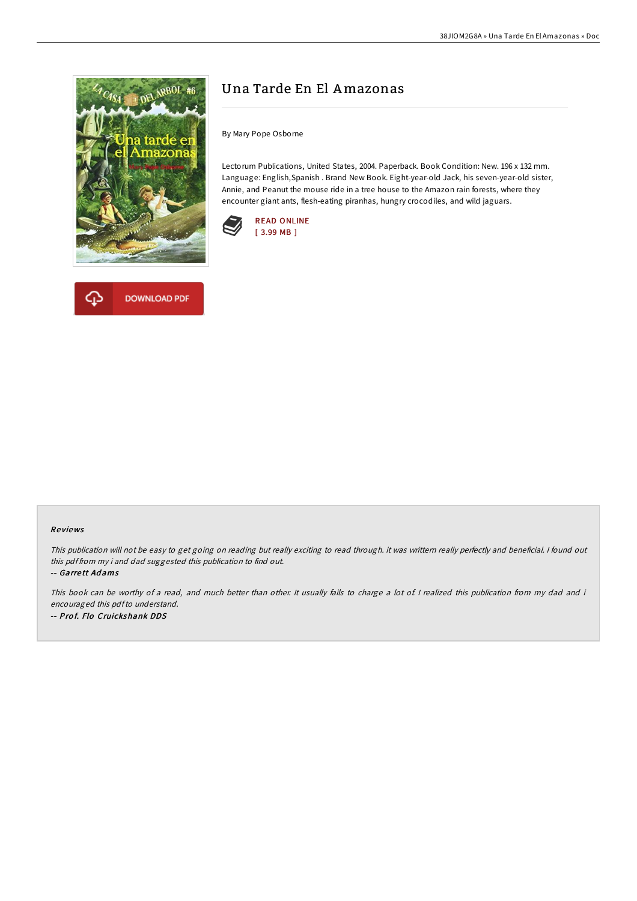# Una Tarde En El Amazonas

By Mary Pope Osborne

Lectorum Publications, United States, 2004. Paperback. Book Condition: New. 196 x 132 mm. Language: English,Spanish . Brand New Book. Eight-year-old Jack, his seven-year-old sister, Annie, and Peanut the mouse ride in a tree house to the Amazon rain forests, where they encounter giant ants, flesh-eating piranhas, hungry crocodiles, and wild jaguars.

READ ONLINE
[ 3.99 MB ]

DOWNLOAD PDF

### Reviews

*This publication will not be easy to get going on reading but really exciting to read through. it was writtern really perfectly and beneficial. I found out this pdf from my i and dad suggested this publication to find out.*

-- ***Garrett Adams***

*This book can be worthy of a read, and much better than other. It usually fails to charge a lot of. I realized this publication from my dad and i encouraged this pdf to understand.*

-- ***Prof. Flo Cruickshank DDS***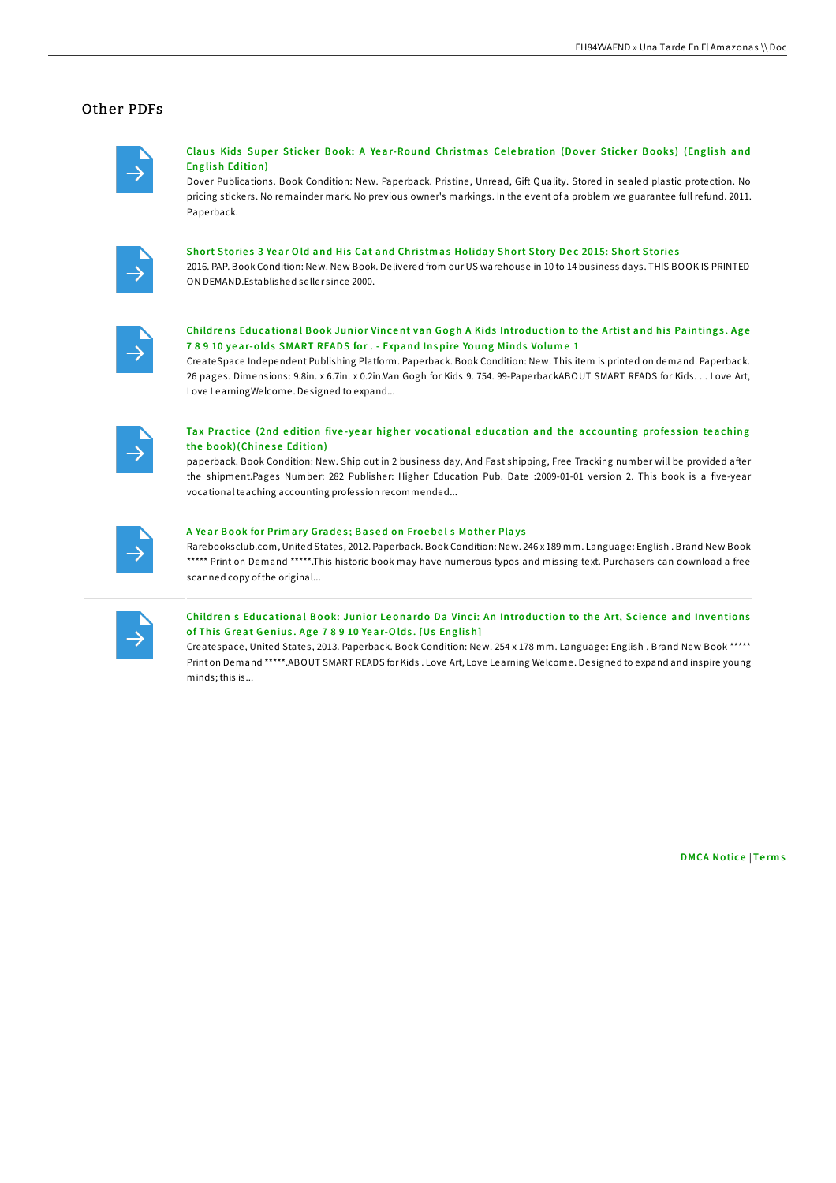## Other PDFs

**Claus Kids Super Sticker Book: A Year-Round Christmas Celebration (Dover Sticker Books) (English and English Edition)**

Dover Publications. Book Condition: New. Paperback. Pristine, Unread, Gift Quality. Stored in sealed plastic protection. No pricing stickers. No remainder mark. No previous owner's markings. In the event of a problem we guarantee full refund. 2011. Paperback.

**Short Stories 3 Year Old and His Cat and Christmas Holiday Short Story Dec 2015: Short Stories**

2016. PAP. Book Condition: New. New Book. Delivered from our US warehouse in 10 to 14 business days. THIS BOOK IS PRINTED ON DEMAND.Established seller since 2000.

**Childrens Educational Book Junior Vincent van Gogh A Kids Introduction to the Artist and his Paintings. Age 7 8 9 10 year-olds SMART READS for . - Expand Inspire Young Minds Volume 1**

CreateSpace Independent Publishing Platform. Paperback. Book Condition: New. This item is printed on demand. Paperback. 26 pages. Dimensions: 9.8in. x 6.7in. x 0.2in.Van Gogh for Kids 9. 754. 99-PaperbackABOUT SMART READS for Kids. . . Love Art, Love LearningWelcome. Designed to expand...

**Tax Practice (2nd edition five-year higher vocational education and the accounting profession teaching the book)(Chinese Edition)**

paperback. Book Condition: New. Ship out in 2 business day, And Fast shipping, Free Tracking number will be provided after the shipment.Pages Number: 282 Publisher: Higher Education Pub. Date :2009-01-01 version 2. This book is a five-year vocational teaching accounting profession recommended...

**A Year Book for Primary Grades; Based on Froebel s Mother Plays**

Rarebooksclub.com, United States, 2012. Paperback. Book Condition: New. 246 x 189 mm. Language: English . Brand New Book ***** Print on Demand *****.This historic book may have numerous typos and missing text. Purchasers can download a free scanned copy of the original...

**Children s Educational Book: Junior Leonardo Da Vinci: An Introduction to the Art, Science and Inventions of This Great Genius. Age 7 8 9 10 Year-Olds. [Us English]**

Createspace, United States, 2013. Paperback. Book Condition: New. 254 x 178 mm. Language: English . Brand New Book ***** Print on Demand *****.ABOUT SMART READS for Kids . Love Art, Love Learning Welcome. Designed to expand and inspire young minds; this is...